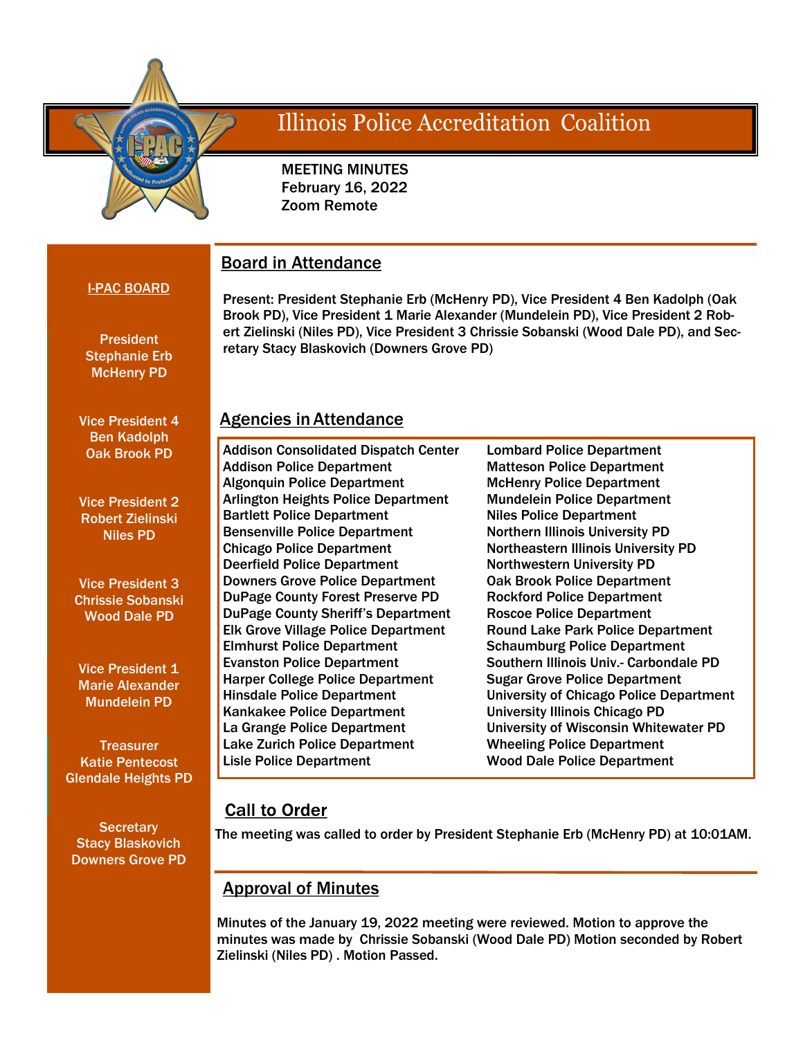# Illinois Police Accreditation Coalition

MEETING MINUTES
February 16, 2022
Zoom Remote

**I-PAC BOARD**

President
Stephanie Erb
McHenry PD

Vice President 4
Ben Kadolph
Oak Brook PD

Vice President 2
Robert Zielinski
Niles PD

Vice President 3
Chrissie Sobanski
Wood Dale PD

Vice President 1
Marie Alexander
Mundelein PD

Treasurer
Katie Pentecost
Glendale Heights PD

Secretary
Stacy Blaskovich
Downers Grove PD

## Board in Attendance

Present: President Stephanie Erb (McHenry PD), Vice President 4 Ben Kadolph (Oak Brook PD), Vice President 1 Marie Alexander (Mundelein PD), Vice President 2 Robert Zielinski (Niles PD), Vice President 3 Chrissie Sobanski (Wood Dale PD), and Secretary Stacy Blaskovich (Downers Grove PD)

## Agencies in Attendance

Addison Consolidated Dispatch Center
Addison Police Department
Algonquin Police Department
Arlington Heights Police Department
Bartlett Police Department
Bensenville Police Department
Chicago Police Department
Deerfield Police Department
Downers Grove Police Department
DuPage County Forest Preserve PD
DuPage County Sheriff's Department
Elk Grove Village Police Department
Elmhurst Police Department
Evanston Police Department
Harper College Police Department
Hinsdale Police Department
Kankakee Police Department
La Grange Police Department
Lake Zurich Police Department
Lisle Police Department
Lombard Police Department
Matteson Police Department
McHenry Police Department
Mundelein Police Department
Niles Police Department
Northern Illinois University PD
Northeastern Illinois University PD
Northwestern University PD
Oak Brook Police Department
Rockford Police Department
Roscoe Police Department
Round Lake Park Police Department
Schaumburg Police Department
Southern Illinois Univ.- Carbondale PD
Sugar Grove Police Department
University of Chicago Police Department
University Illinois Chicago PD
University of Wisconsin Whitewater PD
Wheeling Police Department
Wood Dale Police Department

## Call to Order

The meeting was called to order by President Stephanie Erb (McHenry PD) at 10:01AM.

## Approval of Minutes

Minutes of the January 19, 2022 meeting were reviewed. Motion to approve the minutes was made by Chrissie Sobanski (Wood Dale PD) Motion seconded by Robert Zielinski (Niles PD) . Motion Passed.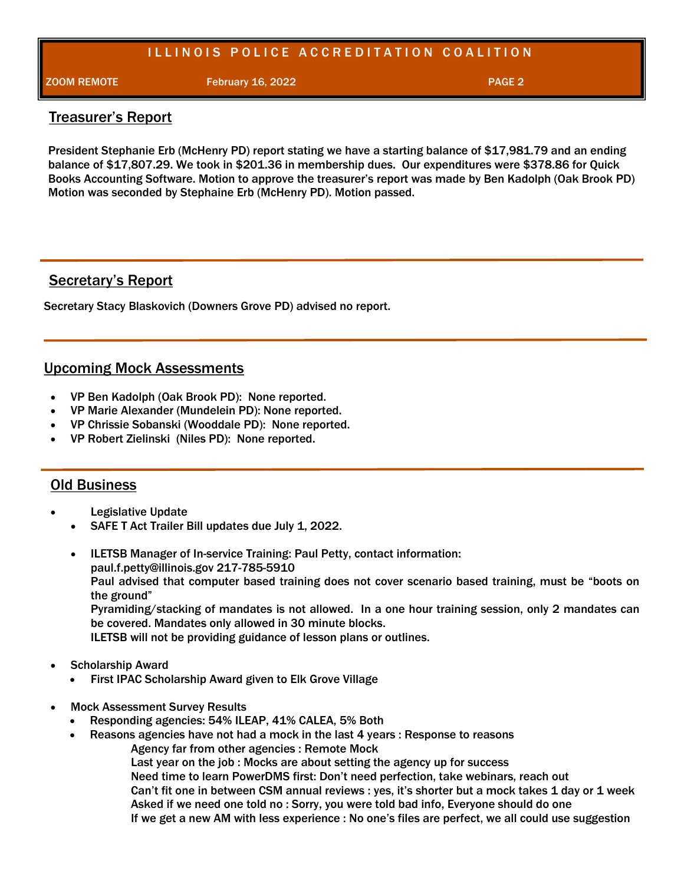## Treasurer's Report

President Stephanie Erb (McHenry PD) report stating we have a starting balance of $17,981.79 and an ending balance of $17,807.29. We took in $201.36 in membership dues. Our expenditures were $378.86 for Quick Books Accounting Software. Motion to approve the treasurer's report was made by Ben Kadolph (Oak Brook PD) Motion was seconded by Stephaine Erb (McHenry PD). Motion passed.

## Secretary's Report

Secretary Stacy Blaskovich (Downers Grove PD) advised no report.

## Upcoming Mock Assessments

- VP Ben Kadolph (Oak Brook PD): None reported.
- VP Marie Alexander (Mundelein PD): None reported.
- VP Chrissie Sobanski (Wooddale PD): None reported.
- VP Robert Zielinski (Niles PD): None reported.

## Old Business

- Legislative Update
  - SAFE T Act Trailer Bill updates due July 1, 2022.
  - ILETSB Manager of In-service Training: Paul Petty, contact information: paul.f.petty@illinois.gov 217-785-5910
    Paul advised that computer based training does not cover scenario based training, must be "boots on the ground"
    Pyramiding/stacking of mandates is not allowed. In a one hour training session, only 2 mandates can be covered. Mandates only allowed in 30 minute blocks.
    ILETSB will not be providing guidance of lesson plans or outlines.
- Scholarship Award
  - First IPAC Scholarship Award given to Elk Grove Village
- Mock Assessment Survey Results
  - Responding agencies: 54% ILEAP, 41% CALEA, 5% Both
  - Reasons agencies have not had a mock in the last 4 years : Response to reasons
    - Agency far from other agencies : Remote Mock
    - Last year on the job : Mocks are about setting the agency up for success
    - Need time to learn PowerDMS first: Don't need perfection, take webinars, reach out
    - Can't fit one in between CSM annual reviews : yes, it's shorter but a mock takes 1 day or 1 week
    - Asked if we need one told no : Sorry, you were told bad info, Everyone should do one
    - If we get a new AM with less experience : No one's files are perfect, we all could use suggestion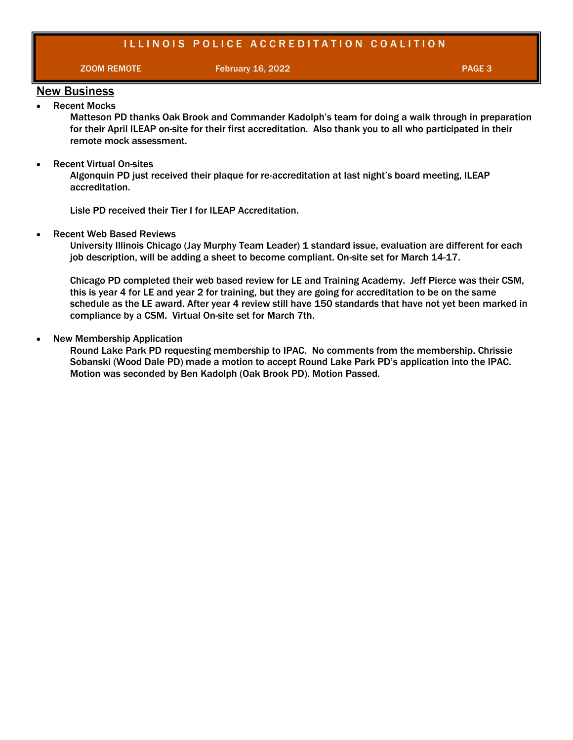## New Business

- Recent Mocks

  Matteson PD thanks Oak Brook and Commander Kadolph's team for doing a walk through in preparation for their April ILEAP on-site for their first accreditation. Also thank you to all who participated in their remote mock assessment.

- Recent Virtual On-sites

  Algonquin PD just received their plaque for re-accreditation at last night's board meeting, ILEAP accreditation.

  Lisle PD received their Tier I for ILEAP Accreditation.

- Recent Web Based Reviews

  University Illinois Chicago (Jay Murphy Team Leader) 1 standard issue, evaluation are different for each job description, will be adding a sheet to become compliant. On-site set for March 14-17.

  Chicago PD completed their web based review for LE and Training Academy. Jeff Pierce was their CSM, this is year 4 for LE and year 2 for training, but they are going for accreditation to be on the same schedule as the LE award. After year 4 review still have 150 standards that have not yet been marked in compliance by a CSM. Virtual On-site set for March 7th.

- New Membership Application

  Round Lake Park PD requesting membership to IPAC. No comments from the membership. Chrissie Sobanski (Wood Dale PD) made a motion to accept Round Lake Park PD's application into the IPAC. Motion was seconded by Ben Kadolph (Oak Brook PD). Motion Passed.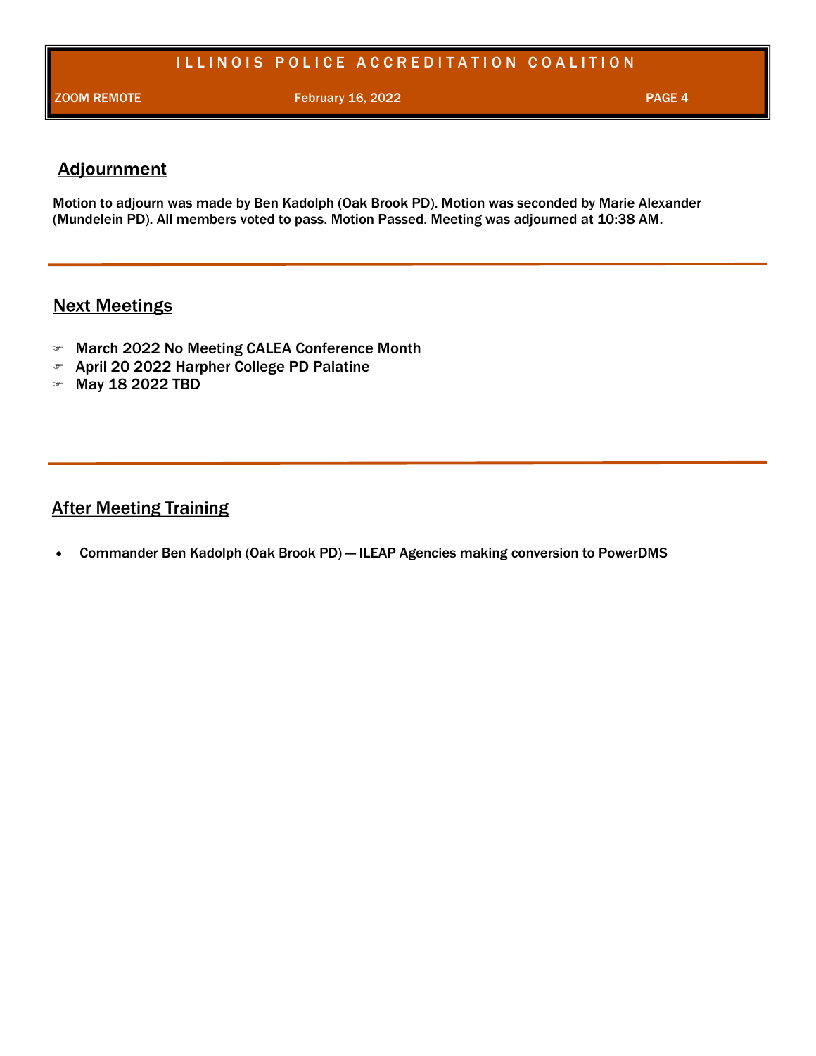## Adjournment

Motion to adjourn was made by Ben Kadolph (Oak Brook PD). Motion was seconded by Marie Alexander (Mundelein PD). All members voted to pass. Motion Passed. Meeting was adjourned at 10:38 AM.

---

## Next Meetings

- March 2022 No Meeting CALEA Conference Month
- April 20 2022 Harpher College PD Palatine
- May 18 2022 TBD

---

## After Meeting Training

- Commander Ben Kadolph (Oak Brook PD) — ILEAP Agencies making conversion to PowerDMS